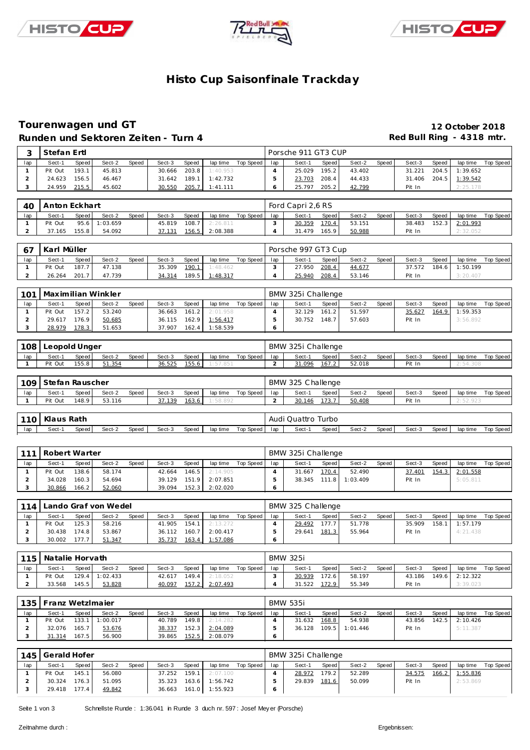# Histo Cup Saisonfinale Trackday

## Tourenwagen und GT

**Runden und Sektoren Zeiten - Turn 4**

**12 October 2018**
**Red Bull Ring - 4318 mtr.**

| 3 | Stefan Ertl | | | | | | | | Porsche 911 GT3 CUP | | | | | | | | |
|---|---|---|---|---|---|---|---|---|---|---|---|---|---|---|---|---|---|
| lap | Sect-1 | Speed | Sect-2 | Speed | Sect-3 | Speed | lap time | Top Speed | lap | Sect-1 | Speed | Sect-2 | Speed | Sect-3 | Speed | lap time | Top Speed |
| 1 | Pit Out | 193.1 | 45.813 | | 30.666 | 203.8 | 1:40.953 | | 4 | 25.029 | 195.2 | 43.402 | | 31.221 | 204.5 | 1:39.652 | |
| 2 | 24.623 | 156.5 | 46.467 | | 31.642 | 189.1 | 1:42.732 | | 5 | 23.703 | 208.4 | 44.433 | | 31.406 | 204.5 | 1:39.542 | |
| 3 | 24.959 | 215.5 | 45.602 | | 30.550 | 205.7 | 1:41.111 | | 6 | 25.797 | 205.2 | 42.799 | | Pit In | | 2:25.178 | |

| 40 | Anton Eckhart | | | | | | | | Ford Capri 2,6 RS | | | | | | | | |
|---|---|---|---|---|---|---|---|---|---|---|---|---|---|---|---|---|---|
| lap | Sect-1 | Speed | Sect-2 | Speed | Sect-3 | Speed | lap time | Top Speed | lap | Sect-1 | Speed | Sect-2 | Speed | Sect-3 | Speed | lap time | Top Speed |
| 1 | Pit Out | 95.6 | 1:03.659 | | 45.819 | 108.7 | 2:26.811 | | 3 | 30.359 | 170.4 | 53.151 | | 38.483 | 152.3 | 2:01.993 | |
| 2 | 37.165 | 155.8 | 54.092 | | 37.131 | 156.5 | 2:08.388 | | 4 | 31.479 | 165.9 | 50.988 | | Pit In | | 2:32.052 | |

| 67 | Karl Müller | | | | | | | | Porsche 997 GT3 Cup | | | | | | | | |
|---|---|---|---|---|---|---|---|---|---|---|---|---|---|---|---|---|---|
| lap | Sect-1 | Speed | Sect-2 | Speed | Sect-3 | Speed | lap time | Top Speed | lap | Sect-1 | Speed | Sect-2 | Speed | Sect-3 | Speed | lap time | Top Speed |
| 1 | Pit Out | 187.7 | 47.138 | | 35.309 | 190.1 | 1:48.462 | | 3 | 27.950 | 208.4 | 44.677 | | 37.572 | 184.6 | 1:50.199 | |
| 2 | 26.264 | 201.7 | 47.739 | | 34.314 | 189.5 | 1:48.317 | | 4 | 25.940 | 208.4 | 53.146 | | Pit In | | 3:20.407 | |

| 101 | Maximilian Winkler | | | | | | | | BMW 325i Challenge | | | | | | | | |
|---|---|---|---|---|---|---|---|---|---|---|---|---|---|---|---|---|---|
| lap | Sect-1 | Speed | Sect-2 | Speed | Sect-3 | Speed | lap time | Top Speed | lap | Sect-1 | Speed | Sect-2 | Speed | Sect-3 | Speed | lap time | Top Speed |
| 1 | Pit Out | 157.2 | 53.240 | | 36.663 | 161.2 | 2:01.958 | | 4 | 32.129 | 161.2 | 51.597 | | 35.627 | 164.9 | 1:59.353 | |
| 2 | 29.617 | 176.9 | 50.685 | | 36.115 | 162.9 | 1:56.417 | | 5 | 30.752 | 148.7 | 57.603 | | Pit In | | 3:56.892 | |
| 3 | 28.979 | 178.3 | 51.653 | | 37.907 | 162.4 | 1:58.539 | | 6 | | | | | | | | |

| 108 | Leopold Unger | | | | | | | | BMW 325i Challenge | | | | | | | | |
|---|---|---|---|---|---|---|---|---|---|---|---|---|---|---|---|---|---|
| lap | Sect-1 | Speed | Sect-2 | Speed | Sect-3 | Speed | lap time | Top Speed | lap | Sect-1 | Speed | Sect-2 | Speed | Sect-3 | Speed | lap time | Top Speed |
| 1 | Pit Out | 155.8 | 51.354 | | 36.525 | 155.6 | 1:57.851 | | 2 | 31.096 | 167.2 | 52.018 | | Pit In | | 2:54.308 | |

| 109 | Stefan Rauscher | | | | | | | | BMW 325 Challenge | | | | | | | | |
|---|---|---|---|---|---|---|---|---|---|---|---|---|---|---|---|---|---|
| lap | Sect-1 | Speed | Sect-2 | Speed | Sect-3 | Speed | lap time | Top Speed | lap | Sect-1 | Speed | Sect-2 | Speed | Sect-3 | Speed | lap time | Top Speed |
| 1 | Pit Out | 148.9 | 53.116 | | 37.139 | 163.6 | 1:58.892 | | 2 | 30.146 | 173.7 | 50.408 | | Pit In | | 2:52.923 | |

| 110 | Klaus Rath | | | | | | | | Audi Quattro Turbo | | | | | | | | |
|---|---|---|---|---|---|---|---|---|---|---|---|---|---|---|---|---|---|
| lap | Sect-1 | Speed | Sect-2 | Speed | Sect-3 | Speed | lap time | Top Speed | lap | Sect-1 | Speed | Sect-2 | Speed | Sect-3 | Speed | lap time | Top Speed |

| 111 | Robert Warter | | | | | | | | BMW 325i Challenge | | | | | | | | |
|---|---|---|---|---|---|---|---|---|---|---|---|---|---|---|---|---|---|
| lap | Sect-1 | Speed | Sect-2 | Speed | Sect-3 | Speed | lap time | Top Speed | lap | Sect-1 | Speed | Sect-2 | Speed | Sect-3 | Speed | lap time | Top Speed |
| 1 | Pit Out | 138.6 | 58.174 | | 42.664 | 146.5 | 2:14.905 | | 4 | 31.667 | 170.4 | 52.490 | | 37.401 | 154.3 | 2:01.558 | |
| 2 | 34.028 | 160.3 | 54.694 | | 39.129 | 151.9 | 2:07.851 | | 5 | 38.345 | 111.8 | 1:03.409 | | Pit In | | 5:05.811 | |
| 3 | 30.866 | 166.2 | 52.060 | | 39.094 | 152.3 | 2:02.020 | | 6 | | | | | | | | |

| 114 | Lando Graf von Wedel | | | | | | | | BMW 325 Challenge | | | | | | | | |
|---|---|---|---|---|---|---|---|---|---|---|---|---|---|---|---|---|---|
| lap | Sect-1 | Speed | Sect-2 | Speed | Sect-3 | Speed | lap time | Top Speed | lap | Sect-1 | Speed | Sect-2 | Speed | Sect-3 | Speed | lap time | Top Speed |
| 1 | Pit Out | 125.3 | 58.216 | | 41.905 | 154.1 | 2:13.272 | | 4 | 29.492 | 177.7 | 51.778 | | 35.909 | 158.1 | 1:57.179 | |
| 2 | 30.438 | 174.8 | 53.867 | | 36.112 | 160.7 | 2:00.417 | | 5 | 29.641 | 181.3 | 55.964 | | Pit In | | 4:21.438 | |
| 3 | 30.002 | 177.7 | 51.347 | | 35.737 | 163.4 | 1:57.086 | | 6 | | | | | | | | |

| 115 | Natalie Horvath | | | | | | | | BMW 325i | | | | | | | | |
|---|---|---|---|---|---|---|---|---|---|---|---|---|---|---|---|---|---|
| lap | Sect-1 | Speed | Sect-2 | Speed | Sect-3 | Speed | lap time | Top Speed | lap | Sect-1 | Speed | Sect-2 | Speed | Sect-3 | Speed | lap time | Top Speed |
| 1 | Pit Out | 129.4 | 1:02.433 | | 42.617 | 149.4 | 2:18.052 | | 3 | 30.939 | 172.6 | 58.197 | | 43.186 | 149.6 | 2:12.322 | |
| 2 | 33.568 | 145.5 | 53.828 | | 40.097 | 157.2 | 2:07.493 | | 4 | 31.522 | 172.9 | 55.349 | | Pit In | | 3:39.023 | |

| 135 | Franz Wetzlmaier | | | | | | | | BMW 535i | | | | | | | | |
|---|---|---|---|---|---|---|---|---|---|---|---|---|---|---|---|---|---|
| lap | Sect-1 | Speed | Sect-2 | Speed | Sect-3 | Speed | lap time | Top Speed | lap | Sect-1 | Speed | Sect-2 | Speed | Sect-3 | Speed | lap time | Top Speed |
| 1 | Pit Out | 133.1 | 1:00.017 | | 40.789 | 149.8 | 2:14.282 | | 4 | 31.632 | 168.8 | 54.938 | | 43.856 | 142.5 | 2:10.426 | |
| 2 | 32.076 | 165.7 | 53.676 | | 38.337 | 152.3 | 2:04.089 | | 5 | 36.128 | 109.5 | 1:01.446 | | Pit In | | 5:11.387 | |
| 3 | 31.314 | 167.5 | 56.900 | | 39.865 | 152.5 | 2:08.079 | | 6 | | | | | | | | |

| 145 | Gerald Hofer | | | | | | | | BMW 325i Challenge | | | | | | | | |
|---|---|---|---|---|---|---|---|---|---|---|---|---|---|---|---|---|---|
| lap | Sect-1 | Speed | Sect-2 | Speed | Sect-3 | Speed | lap time | Top Speed | lap | Sect-1 | Speed | Sect-2 | Speed | Sect-3 | Speed | lap time | Top Speed |
| 1 | Pit Out | 145.1 | 56.080 | | 37.252 | 159.1 | 2:07.100 | | 4 | 28.972 | 179.2 | 52.289 | | 34.575 | 166.2 | 1:55.836 | |
| 2 | 30.324 | 176.3 | 51.095 | | 35.323 | 163.6 | 1:56.742 | | 5 | 29.839 | 181.6 | 50.099 | | Pit In | | 2:53.869 | |
| 3 | 29.418 | 177.4 | 49.842 | | 36.663 | 161.0 | 1:55.923 | | 6 | | | | | | | | |

Schnellste Runde : 1:36.041 in Runde 3 duch nr. 597 : Josef Meyer (Porsche)

Zeitnahme durch : Ergebnissen: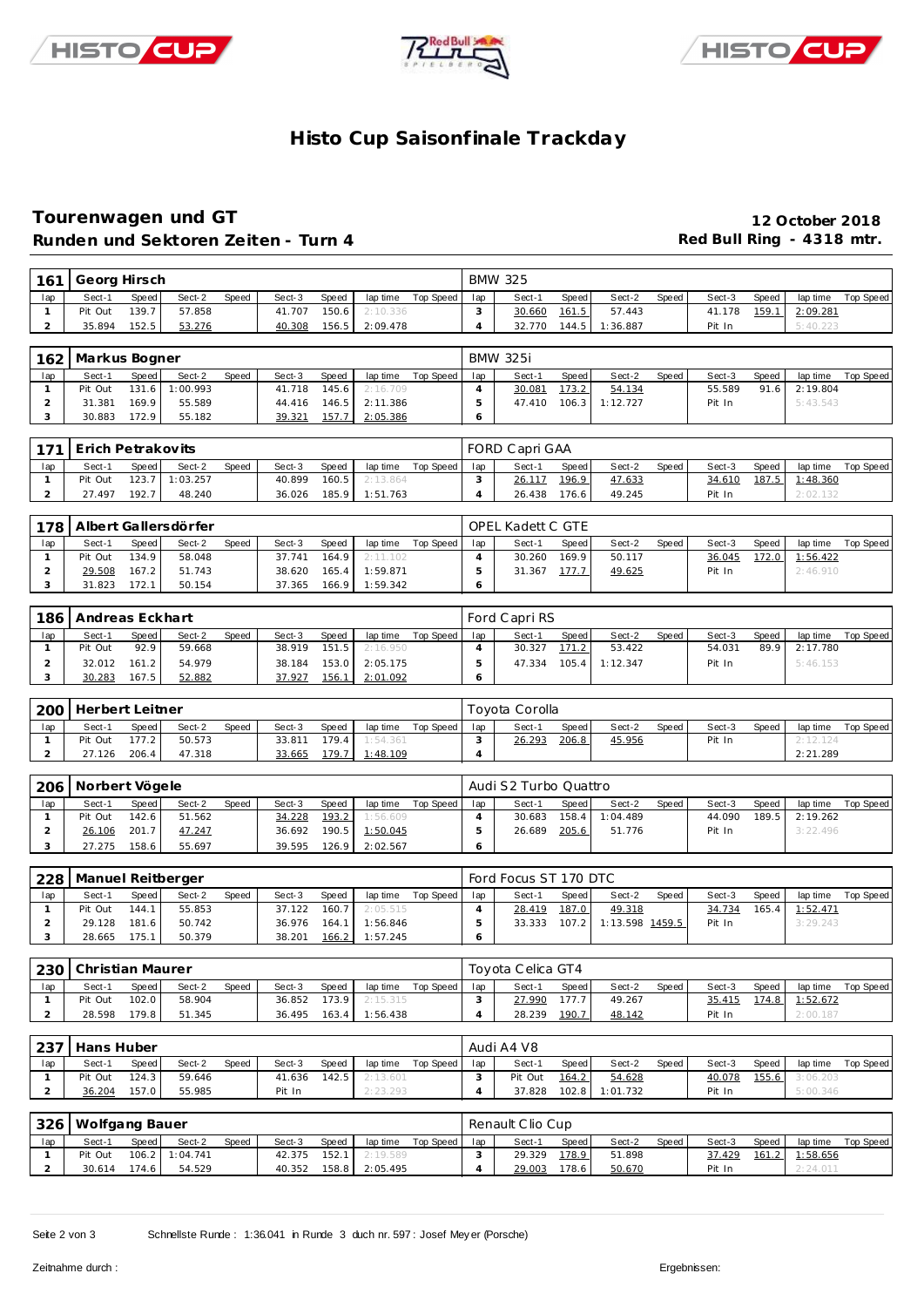# Histo Cup Saisonfinale Trackday

## Tourenwagen und GT

**Runden und Sektoren Zeiten - Turn 4**

**12 October 2018**

**Red Bull Ring - 4318 mtr.**

| 161 | Georg Hirsch | | | | | | | | BMW 325 | | | | | | | | |
|---|---|---|---|---|---|---|---|---|---|---|---|---|---|---|---|---|---|
| lap | Sect-1 | Speed | Sect-2 | Speed | Sect-3 | Speed | lap time | Top Speed | lap | Sect-1 | Speed | Sect-2 | Speed | Sect-3 | Speed | lap time | Top Speed |
| 1 | Pit Out | 139.7 | 57.858 | | 41.707 | 150.6 | 2:10.336 | | 3 | 30.660 | 161.5 | 57.443 | | 41.178 | 159.1 | 2:09.281 | |
| 2 | 35.894 | 152.5 | 53.276 | | 40.308 | 156.5 | 2:09.478 | | 4 | 32.770 | 144.5 | 1:36.887 | | Pit In | | 5:40.223 | |

| 162 | Markus Bogner | | | | | | | | BMW 325i | | | | | | | | |
|---|---|---|---|---|---|---|---|---|---|---|---|---|---|---|---|---|---|
| lap | Sect-1 | Speed | Sect-2 | Speed | Sect-3 | Speed | lap time | Top Speed | lap | Sect-1 | Speed | Sect-2 | Speed | Sect-3 | Speed | lap time | Top Speed |
| 1 | Pit Out | 131.6 | 1:00.993 | | 41.718 | 145.6 | 2:16.709 | | 4 | 30.081 | 173.2 | 54.134 | | 55.589 | 91.6 | 2:19.804 | |
| 2 | 31.381 | 169.9 | 55.589 | | 44.416 | 146.5 | 2:11.386 | | 5 | 47.410 | 106.3 | 1:12.727 | | Pit In | | 5:43.543 | |
| 3 | 30.883 | 172.9 | 55.182 | | 39.321 | 157.7 | 2:05.386 | | 6 | | | | | | | | |

| 171 | Erich Petrakovits | | | | | | | | FORD Capri GAA | | | | | | | | |
|---|---|---|---|---|---|---|---|---|---|---|---|---|---|---|---|---|---|
| lap | Sect-1 | Speed | Sect-2 | Speed | Sect-3 | Speed | lap time | Top Speed | lap | Sect-1 | Speed | Sect-2 | Speed | Sect-3 | Speed | lap time | Top Speed |
| 1 | Pit Out | 123.7 | 1:03.257 | | 40.899 | 160.5 | 2:13.864 | | 3 | 26.117 | 196.9 | 47.633 | | 34.610 | 187.5 | 1:48.360 | |
| 2 | 27.497 | 192.7 | 48.240 | | 36.026 | 185.9 | 1:51.763 | | 4 | 26.438 | 176.6 | 49.245 | | Pit In | | 2:02.132 | |

| 178 | Albert Gallersdörfer | | | | | | | | OPEL Kadett C GTE | | | | | | | | |
|---|---|---|---|---|---|---|---|---|---|---|---|---|---|---|---|---|---|
| lap | Sect-1 | Speed | Sect-2 | Speed | Sect-3 | Speed | lap time | Top Speed | lap | Sect-1 | Speed | Sect-2 | Speed | Sect-3 | Speed | lap time | Top Speed |
| 1 | Pit Out | 134.9 | 58.048 | | 37.741 | 164.9 | 2:11.102 | | 4 | 30.260 | 169.9 | 50.117 | | 36.045 | 172.0 | 1:56.422 | |
| 2 | 29.508 | 167.2 | 51.743 | | 38.620 | 165.4 | 1:59.871 | | 5 | 31.367 | 177.7 | 49.625 | | Pit In | | 2:46.910 | |
| 3 | 31.823 | 172.1 | 50.154 | | 37.365 | 166.9 | 1:59.342 | | 6 | | | | | | | | |

| 186 | Andreas Eckhart | | | | | | | | Ford Capri RS | | | | | | | | |
|---|---|---|---|---|---|---|---|---|---|---|---|---|---|---|---|---|---|
| lap | Sect-1 | Speed | Sect-2 | Speed | Sect-3 | Speed | lap time | Top Speed | lap | Sect-1 | Speed | Sect-2 | Speed | Sect-3 | Speed | lap time | Top Speed |
| 1 | Pit Out | 92.9 | 59.668 | | 38.919 | 151.5 | 2:16.950 | | 4 | 30.327 | 171.2 | 53.422 | | 54.031 | 89.9 | 2:17.780 | |
| 2 | 32.012 | 161.2 | 54.979 | | 38.184 | 153.0 | 2:05.175 | | 5 | 47.334 | 105.4 | 1:12.347 | | Pit In | | 5:46.153 | |
| 3 | 30.283 | 167.5 | 52.882 | | 37.927 | 156.1 | 2:01.092 | | 6 | | | | | | | | |

| 200 | Herbert Leitner | | | | | | | | Toyota Corolla | | | | | | | | |
|---|---|---|---|---|---|---|---|---|---|---|---|---|---|---|---|---|---|
| lap | Sect-1 | Speed | Sect-2 | Speed | Sect-3 | Speed | lap time | Top Speed | lap | Sect-1 | Speed | Sect-2 | Speed | Sect-3 | Speed | lap time | Top Speed |
| 1 | Pit Out | 177.2 | 50.573 | | 33.811 | 179.4 | 1:54.361 | | 3 | 26.293 | 206.8 | 45.956 | | Pit In | | 2:12.124 | |
| 2 | 27.126 | 206.4 | 47.318 | | 33.665 | 179.7 | 1:48.109 | | 4 | | | | | | | 2:21.289 | |

| 206 | Norbert Vögele | | | | | | | | Audi S2 Turbo Quattro | | | | | | | | |
|---|---|---|---|---|---|---|---|---|---|---|---|---|---|---|---|---|---|
| lap | Sect-1 | Speed | Sect-2 | Speed | Sect-3 | Speed | lap time | Top Speed | lap | Sect-1 | Speed | Sect-2 | Speed | Sect-3 | Speed | lap time | Top Speed |
| 1 | Pit Out | 142.6 | 51.562 | | 34.228 | 193.2 | 1:56.609 | | 4 | 30.683 | 158.4 | 1:04.489 | | 44.090 | 189.5 | 2:19.262 | |
| 2 | 26.106 | 201.7 | 47.247 | | 36.692 | 190.5 | 1:50.045 | | 5 | 26.689 | 205.6 | 51.776 | | Pit In | | 3:22.496 | |
| 3 | 27.275 | 158.6 | 55.697 | | 39.595 | 126.9 | 2:02.567 | | 6 | | | | | | | | |

| 228 | Manuel Reitberger | | | | | | | | Ford Focus ST 170 DTC | | | | | | | | |
|---|---|---|---|---|---|---|---|---|---|---|---|---|---|---|---|---|---|
| lap | Sect-1 | Speed | Sect-2 | Speed | Sect-3 | Speed | lap time | Top Speed | lap | Sect-1 | Speed | Sect-2 | Speed | Sect-3 | Speed | lap time | Top Speed |
| 1 | Pit Out | 144.1 | 55.853 | | 37.122 | 160.7 | 2:05.515 | | 4 | 28.419 | 187.0 | 49.318 | | 34.734 | 165.4 | 1:52.471 | |
| 2 | 29.128 | 181.6 | 50.742 | | 36.976 | 164.1 | 1:56.846 | | 5 | 33.333 | 107.2 | 1:13.598 | 1459.5 | Pit In | | 3:29.243 | |
| 3 | 28.665 | 175.1 | 50.379 | | 38.201 | 166.2 | 1:57.245 | | 6 | | | | | | | | |

| 230 | Christian Maurer | | | | | | | | Toyota Celica GT4 | | | | | | | | |
|---|---|---|---|---|---|---|---|---|---|---|---|---|---|---|---|---|---|
| lap | Sect-1 | Speed | Sect-2 | Speed | Sect-3 | Speed | lap time | Top Speed | lap | Sect-1 | Speed | Sect-2 | Speed | Sect-3 | Speed | lap time | Top Speed |
| 1 | Pit Out | 102.0 | 58.904 | | 36.852 | 173.9 | 2:15.315 | | 3 | 27.990 | 177.7 | 49.267 | | 35.415 | 174.8 | 1:52.672 | |
| 2 | 28.598 | 179.8 | 51.345 | | 36.495 | 163.4 | 1:56.438 | | 4 | 28.239 | 190.7 | 48.142 | | Pit In | | 2:00.187 | |

| 237 | Hans Huber | | | | | | | | Audi A4 V8 | | | | | | | | |
|---|---|---|---|---|---|---|---|---|---|---|---|---|---|---|---|---|---|
| lap | Sect-1 | Speed | Sect-2 | Speed | Sect-3 | Speed | lap time | Top Speed | lap | Sect-1 | Speed | Sect-2 | Speed | Sect-3 | Speed | lap time | Top Speed |
| 1 | Pit Out | 124.3 | 59.646 | | 41.636 | 142.5 | 2:13.601 | | 3 | Pit Out | 164.2 | 54.628 | | 40.078 | 155.6 | 3:06.203 | |
| 2 | 36.204 | 157.0 | 55.985 | | Pit In | | 2:23.293 | | 4 | 37.828 | 102.8 | 1:01.732 | | Pit In | | 5:00.346 | |

| 326 | Wolfgang Bauer | | | | | | | | Renault Clio Cup | | | | | | | | |
|---|---|---|---|---|---|---|---|---|---|---|---|---|---|---|---|---|---|
| lap | Sect-1 | Speed | Sect-2 | Speed | Sect-3 | Speed | lap time | Top Speed | lap | Sect-1 | Speed | Sect-2 | Speed | Sect-3 | Speed | lap time | Top Speed |
| 1 | Pit Out | 106.2 | 1:04.741 | | 42.375 | 152.1 | 2:19.589 | | 3 | 29.329 | 178.9 | 51.898 | | 37.429 | 161.2 | 1:58.656 | |
| 2 | 30.614 | 174.6 | 54.529 | | 40.352 | 158.8 | 2:05.495 | | 4 | 29.003 | 178.6 | 50.670 | | Pit In | | 2:24.011 | |

Schnellste Runde : 1:36.041 in Runde 3 duch nr. 597 : Josef Meyer (Porsche)

Zeitnahme durch :

Ergebnissen: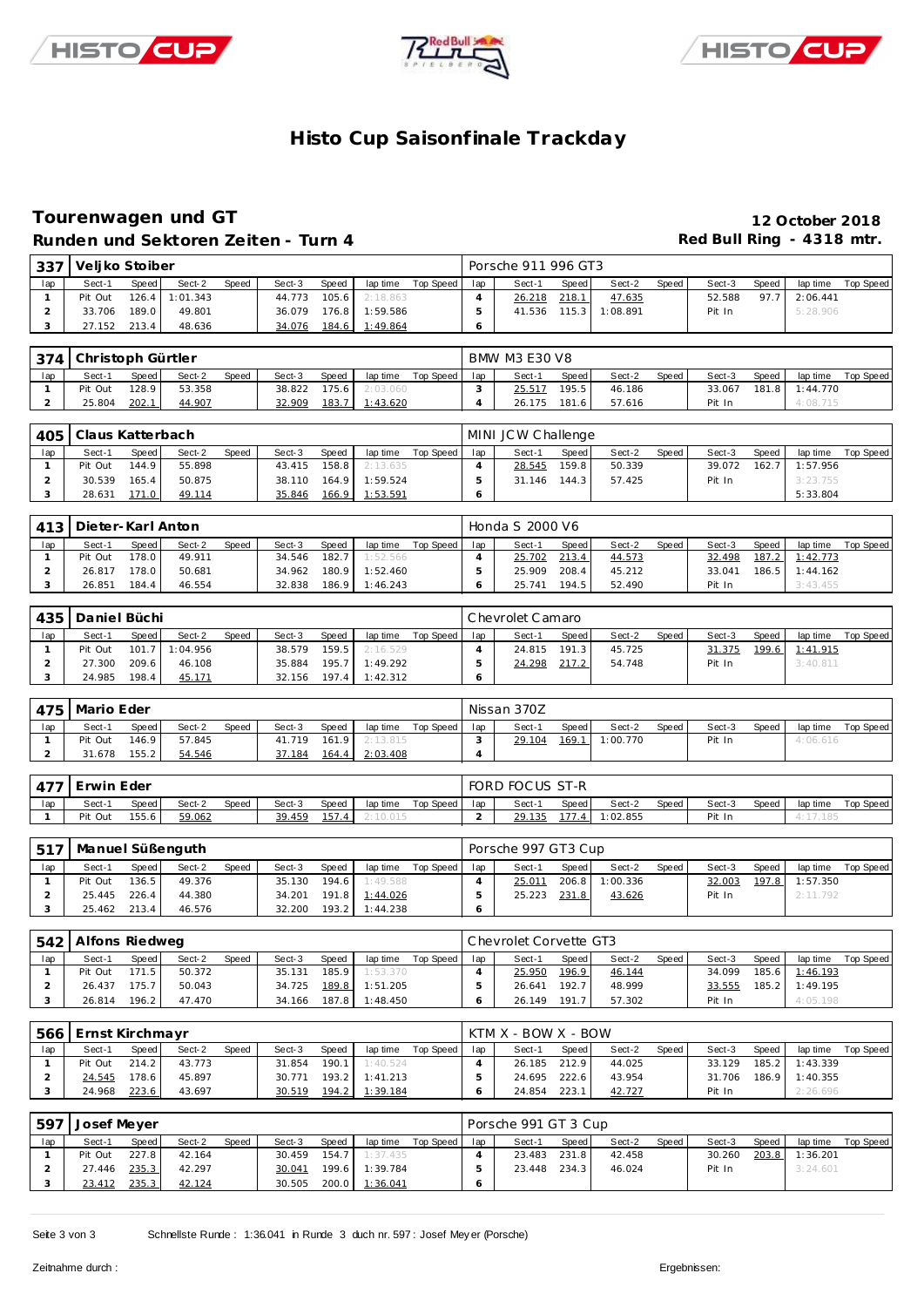# Histo Cup Saisonfinale Trackday

## Tourenwagen und GT

**Runden und Sektoren Zeiten - Turn 4**

**12 October 2018**

**Red Bull Ring - 4318 mtr.**

| 337 | Veljko Stoiber | | | | | | | | Porsche 911 996 GT3 | | | | | | | | |
|---|---|---|---|---|---|---|---|---|---|---|---|---|---|---|---|---|---|
| lap | Sect-1 | Speed | Sect-2 | Speed | Sect-3 | Speed | lap time | Top Speed | lap | Sect-1 | Speed | Sect-2 | Speed | Sect-3 | Speed | lap time | Top Speed |
| 1 | Pit Out | 126.4 | 1:01.343 | | 44.773 | 105.6 | 2:18.863 | | 4 | 26.218 | 218.1 | 47.635 | | 52.588 | 97.7 | 2:06.441 | |
| 2 | 33.706 | 189.0 | 49.801 | | 36.079 | 176.8 | 1:59.586 | | 5 | 41.536 | 115.3 | 1:08.891 | | Pit In | | 5:28.906 | |
| 3 | 27.152 | 213.4 | 48.636 | | 34.076 | 184.6 | 1:49.864 | | 6 | | | | | | | | |

| 374 | Christoph Gürtler | | | | | | | | BMW M3 E30 V8 | | | | | | | | |
|---|---|---|---|---|---|---|---|---|---|---|---|---|---|---|---|---|---|
| lap | Sect-1 | Speed | Sect-2 | Speed | Sect-3 | Speed | lap time | Top Speed | lap | Sect-1 | Speed | Sect-2 | Speed | Sect-3 | Speed | lap time | Top Speed |
| 1 | Pit Out | 128.9 | 53.358 | | 38.822 | 175.6 | 2:03.060 | | 3 | 25.517 | 195.5 | 46.186 | | 33.067 | 181.8 | 1:44.770 | |
| 2 | 25.804 | 202.1 | 44.907 | | 32.909 | 183.7 | 1:43.620 | | 4 | 26.175 | 181.6 | 57.616 | | Pit In | | 4:08.715 | |

| 405 | Claus Katterbach | | | | | | | | MINI JCW Challenge | | | | | | | | |
|---|---|---|---|---|---|---|---|---|---|---|---|---|---|---|---|---|---|
| lap | Sect-1 | Speed | Sect-2 | Speed | Sect-3 | Speed | lap time | Top Speed | lap | Sect-1 | Speed | Sect-2 | Speed | Sect-3 | Speed | lap time | Top Speed |
| 1 | Pit Out | 144.9 | 55.898 | | 43.415 | 158.8 | 2:13.635 | | 4 | 28.545 | 159.8 | 50.339 | | 39.072 | 162.7 | 1:57.956 | |
| 2 | 30.539 | 165.4 | 50.875 | | 38.110 | 164.9 | 1:59.524 | | 5 | 31.146 | 144.3 | 57.425 | | Pit In | | 3:23.755 | |
| 3 | 28.631 | 171.0 | 49.114 | | 35.846 | 166.9 | 1:53.591 | | 6 | | | | | | | 5:33.804 | |

| 413 | Dieter-Karl Anton | | | | | | | | Honda S 2000 V6 | | | | | | | | |
|---|---|---|---|---|---|---|---|---|---|---|---|---|---|---|---|---|---|
| lap | Sect-1 | Speed | Sect-2 | Speed | Sect-3 | Speed | lap time | Top Speed | lap | Sect-1 | Speed | Sect-2 | Speed | Sect-3 | Speed | lap time | Top Speed |
| 1 | Pit Out | 178.0 | 49.911 | | 34.546 | 182.7 | 1:52.566 | | 4 | 25.702 | 213.4 | 44.573 | | 32.498 | 187.2 | 1:42.773 | |
| 2 | 26.817 | 178.0 | 50.681 | | 34.962 | 180.9 | 1:52.460 | | 5 | 25.909 | 208.4 | 45.212 | | 33.041 | 186.5 | 1:44.162 | |
| 3 | 26.851 | 184.4 | 46.554 | | 32.838 | 186.9 | 1:46.243 | | 6 | 25.741 | 194.5 | 52.490 | | Pit In | | 3:43.455 | |

| 435 | Daniel Büchi | | | | | | | | Chevrolet Camaro | | | | | | | | |
|---|---|---|---|---|---|---|---|---|---|---|---|---|---|---|---|---|---|
| lap | Sect-1 | Speed | Sect-2 | Speed | Sect-3 | Speed | lap time | Top Speed | lap | Sect-1 | Speed | Sect-2 | Speed | Sect-3 | Speed | lap time | Top Speed |
| 1 | Pit Out | 101.7 | 1:04.956 | | 38.579 | 159.5 | 2:16.529 | | 4 | 24.815 | 191.3 | 45.725 | | 31.375 | 199.6 | 1:41.915 | |
| 2 | 27.300 | 209.6 | 46.108 | | 35.884 | 195.7 | 1:49.292 | | 5 | 24.298 | 217.2 | 54.748 | | Pit In | | 3:40.811 | |
| 3 | 24.985 | 198.4 | 45.171 | | 32.156 | 197.4 | 1:42.312 | | 6 | | | | | | | | |

| 475 | Mario Eder | | | | | | | | Nissan 370Z | | | | | | | | |
|---|---|---|---|---|---|---|---|---|---|---|---|---|---|---|---|---|---|
| lap | Sect-1 | Speed | Sect-2 | Speed | Sect-3 | Speed | lap time | Top Speed | lap | Sect-1 | Speed | Sect-2 | Speed | Sect-3 | Speed | lap time | Top Speed |
| 1 | Pit Out | 146.9 | 57.845 | | 41.719 | 161.9 | 2:13.815 | | 3 | 29.104 | 169.1 | 1:00.770 | | Pit In | | 4:06.616 | |
| 2 | 31.678 | 155.2 | 54.546 | | 37.184 | 164.4 | 2:03.408 | | 4 | | | | | | | | |

| 477 | Erwin Eder | | | | | | | | FORD FOCUS ST-R | | | | | | | | |
|---|---|---|---|---|---|---|---|---|---|---|---|---|---|---|---|---|---|
| lap | Sect-1 | Speed | Sect-2 | Speed | Sect-3 | Speed | lap time | Top Speed | lap | Sect-1 | Speed | Sect-2 | Speed | Sect-3 | Speed | lap time | Top Speed |
| 1 | Pit Out | 155.6 | 59.062 | | 39.459 | 157.4 | 2:10.015 | | 2 | 29.135 | 177.4 | 1:02.855 | | Pit In | | 4:17.185 | |

| 517 | Manuel Süßenguth | | | | | | | | Porsche 997 GT3 Cup | | | | | | | | |
|---|---|---|---|---|---|---|---|---|---|---|---|---|---|---|---|---|---|
| lap | Sect-1 | Speed | Sect-2 | Speed | Sect-3 | Speed | lap time | Top Speed | lap | Sect-1 | Speed | Sect-2 | Speed | Sect-3 | Speed | lap time | Top Speed |
| 1 | Pit Out | 136.5 | 49.376 | | 35.130 | 194.6 | 1:49.588 | | 4 | 25.011 | 206.8 | 1:00.336 | | 32.003 | 197.8 | 1:57.350 | |
| 2 | 25.445 | 226.4 | 44.380 | | 34.201 | 191.8 | 1:44.026 | | 5 | 25.223 | 231.8 | 43.626 | | Pit In | | 2:11.792 | |
| 3 | 25.462 | 213.4 | 46.576 | | 32.200 | 193.2 | 1:44.238 | | 6 | | | | | | | | |

| 542 | Alfons Riedweg | | | | | | | | Chevrolet Corvette GT3 | | | | | | | | |
|---|---|---|---|---|---|---|---|---|---|---|---|---|---|---|---|---|---|
| lap | Sect-1 | Speed | Sect-2 | Speed | Sect-3 | Speed | lap time | Top Speed | lap | Sect-1 | Speed | Sect-2 | Speed | Sect-3 | Speed | lap time | Top Speed |
| 1 | Pit Out | 171.5 | 50.372 | | 35.131 | 185.9 | 1:53.370 | | 4 | 25.950 | 196.9 | 46.144 | | 34.099 | 185.6 | 1:46.193 | |
| 2 | 26.437 | 175.7 | 50.043 | | 34.725 | 189.8 | 1:51.205 | | 5 | 26.641 | 192.7 | 48.999 | | 33.555 | 185.2 | 1:49.195 | |
| 3 | 26.814 | 196.2 | 47.470 | | 34.166 | 187.8 | 1:48.450 | | 6 | 26.149 | 191.7 | 57.302 | | Pit In | | 4:05.198 | |

| 566 | Ernst Kirchmayr | | | | | | | | KTM X - BOW X - BOW | | | | | | | | |
|---|---|---|---|---|---|---|---|---|---|---|---|---|---|---|---|---|---|
| lap | Sect-1 | Speed | Sect-2 | Speed | Sect-3 | Speed | lap time | Top Speed | lap | Sect-1 | Speed | Sect-2 | Speed | Sect-3 | Speed | lap time | Top Speed |
| 1 | Pit Out | 214.2 | 43.773 | | 31.854 | 190.1 | 1:40.524 | | 4 | 26.185 | 212.9 | 44.025 | | 33.129 | 185.2 | 1:43.339 | |
| 2 | 24.545 | 178.6 | 45.897 | | 30.771 | 193.2 | 1:41.213 | | 5 | 24.695 | 222.6 | 43.954 | | 31.706 | 186.9 | 1:40.355 | |
| 3 | 24.968 | 223.6 | 43.697 | | 30.519 | 194.2 | 1:39.184 | | 6 | 24.854 | 223.1 | 42.727 | | Pit In | | 2:26.696 | |

| 597 | Josef Meyer | | | | | | | | Porsche 991 GT 3 Cup | | | | | | | | |
|---|---|---|---|---|---|---|---|---|---|---|---|---|---|---|---|---|---|
| lap | Sect-1 | Speed | Sect-2 | Speed | Sect-3 | Speed | lap time | Top Speed | lap | Sect-1 | Speed | Sect-2 | Speed | Sect-3 | Speed | lap time | Top Speed |
| 1 | Pit Out | 227.8 | 42.164 | | 30.459 | 154.7 | 1:37.435 | | 4 | 23.483 | 231.8 | 42.458 | | 30.260 | 203.8 | 1:36.201 | |
| 2 | 27.446 | 235.3 | 42.297 | | 30.041 | 199.6 | 1:39.784 | | 5 | 23.448 | 234.3 | 46.024 | | Pit In | | 3:24.601 | |
| 3 | 23.412 | 235.3 | 42.124 | | 30.505 | 200.0 | 1:36.041 | | 6 | | | | | | | | |

Schnellste Runde : 1:36.041 in Runde 3 duch nr. 597 : Josef Meyer (Porsche)

Zeitnahme durch :

Ergebnissen: